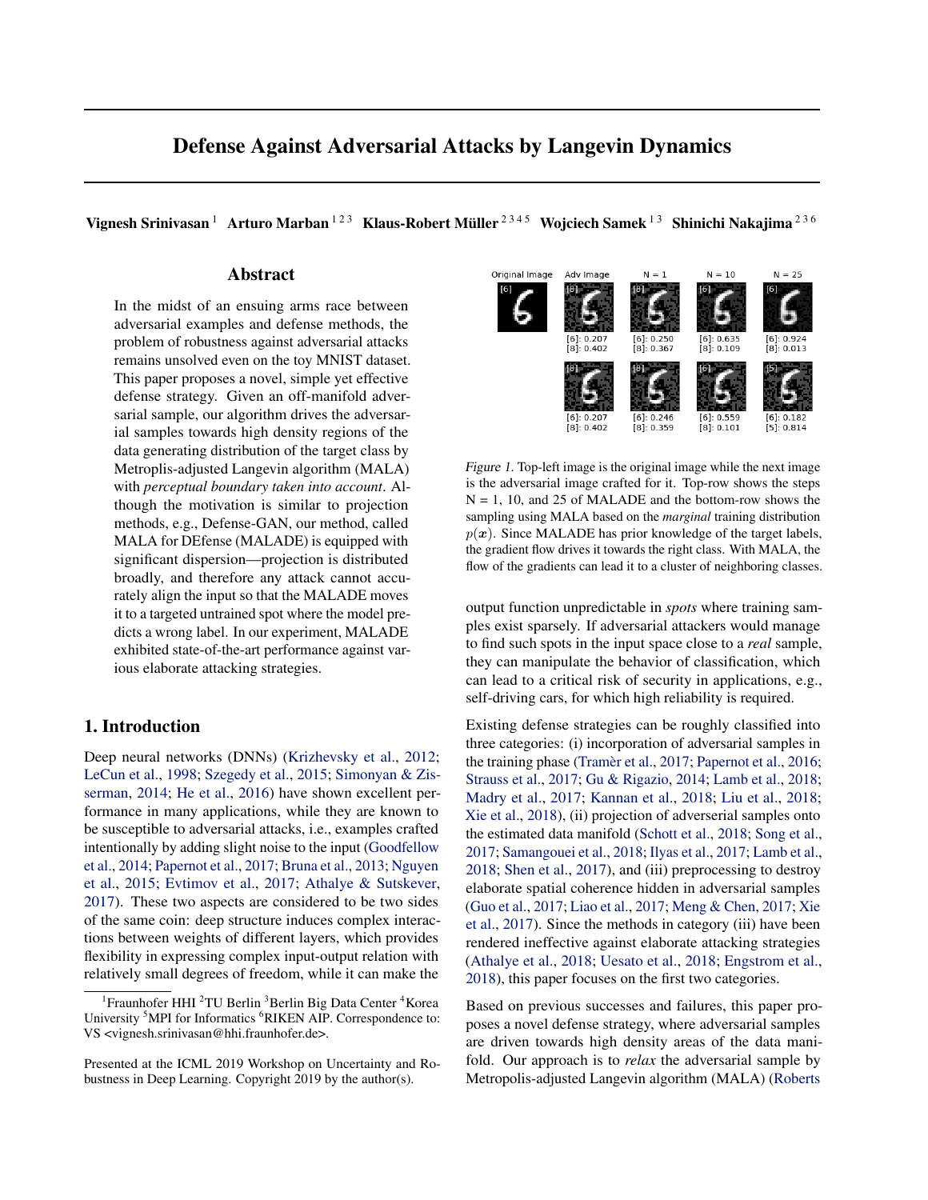# Defense Against Adversarial Attacks by Langevin Dynamics

**Vignesh Srinivasan** [1] **Arturo Marban** [1 2 3] **Klaus-Robert Müller** [2 3 4 5] **Wojciech Samek** [1 3] **Shinichi Nakajima** [2 3 6]

## Abstract

In the midst of an ensuing arms race between adversarial examples and defense methods, the problem of robustness against adversarial attacks remains unsolved even on the toy MNIST dataset. This paper proposes a novel, simple yet effective defense strategy. Given an off-manifold adversarial sample, our algorithm drives the adversarial samples towards high density regions of the data generating distribution of the target class by Metroplis-adjusted Langevin algorithm (MALA) with *perceptual boundary taken into account*. Although the motivation is similar to projection methods, e.g., Defense-GAN, our method, called MALA for DEfense (MALADE) is equipped with significant dispersion—projection is distributed broadly, and therefore any attack cannot accurately align the input so that the MALADE moves it to a targeted untrained spot where the model predicts a wrong label. In our experiment, MALADE exhibited state-of-the-art performance against various elaborate attacking strategies.

## 1. Introduction

Deep neural networks (DNNs) (Krizhevsky et al., 2012; LeCun et al., 1998; Szegedy et al., 2015; Simonyan & Zisserman, 2014; He et al., 2016) have shown excellent performance in many applications, while they are known to be susceptible to adversarial attacks, i.e., examples crafted intentionally by adding slight noise to the input (Goodfellow et al., 2014; Papernot et al., 2017; Bruna et al., 2013; Nguyen et al., 2015; Evtimov et al., 2017; Athalye & Sutskever, 2017). These two aspects are considered to be two sides of the same coin: deep structure induces complex interactions between weights of different layers, which provides flexibility in expressing complex input-output relation with relatively small degrees of freedom, while it can make the output function unpredictable in *spots* where training samples exist sparsely. If adversarial attackers would manage to find such spots in the input space close to a *real* sample, they can manipulate the behavior of classification, which can lead to a critical risk of security in applications, e.g., self-driving cars, for which high reliability is required.

Original Image
Adv Image
N = 1
N = 10
N = 25
[6]
[8]
[8]
[6]
[6]
[6]: 0.207
[8]: 0.402
[6]: 0.250
[8]: 0.367
[6]: 0.635
[8]: 0.109
[6]: 0.924
[8]: 0.013
[8]
[8]
[6]
[5]
[6]: 0.207
[8]: 0.402
[6]: 0.246
[8]: 0.359
[6]: 0.559
[8]: 0.101
[6]: 0.182
[5]: 0.814

*Figure 1.* Top-left image is the original image while the next image is the adversarial image crafted for it. Top-row shows the steps N = 1, 10, and 25 of MALADE and the bottom-row shows the sampling using MALA based on the *marginal* training distribution $p(\boldsymbol{x})$. Since MALADE has prior knowledge of the target labels, the gradient flow drives it towards the right class. With MALA, the flow of the gradients can lead it to a cluster of neighboring classes.

Existing defense strategies can be roughly classified into three categories: (i) incorporation of adversarial samples in the training phase (Tramèr et al., 2017; Papernot et al., 2016; Strauss et al., 2017; Gu & Rigazio, 2014; Lamb et al., 2018; Madry et al., 2017; Kannan et al., 2018; Liu et al., 2018; Xie et al., 2018), (ii) projection of adverserial samples onto the estimated data manifold (Schott et al., 2018; Song et al., 2017; Samangouei et al., 2018; Ilyas et al., 2017; Lamb et al., 2018; Shen et al., 2017), and (iii) preprocessing to destroy elaborate spatial coherence hidden in adversarial samples (Guo et al., 2017; Liao et al., 2017; Meng & Chen, 2017; Xie et al., 2017). Since the methods in category (iii) have been rendered ineffective against elaborate attacking strategies (Athalye et al., 2018; Uesato et al., 2018; Engstrom et al., 2018), this paper focuses on the first two categories.

Based on previous successes and failures, this paper proposes a novel defense strategy, where adversarial samples are driven towards high density areas of the data manifold. Our approach is to *relax* the adversarial sample by Metropolis-adjusted Langevin algorithm (MALA) (Roberts

---

[1]Fraunhofer HHI [2]TU Berlin [3]Berlin Big Data Center [4]Korea University [5]MPI for Informatics [6]RIKEN AIP. Correspondence to: VS <vignesh.srinivasan@hhi.fraunhofer.de>.

Presented at the ICML 2019 Workshop on Uncertainty and Robustness in Deep Learning. Copyright 2019 by the author(s).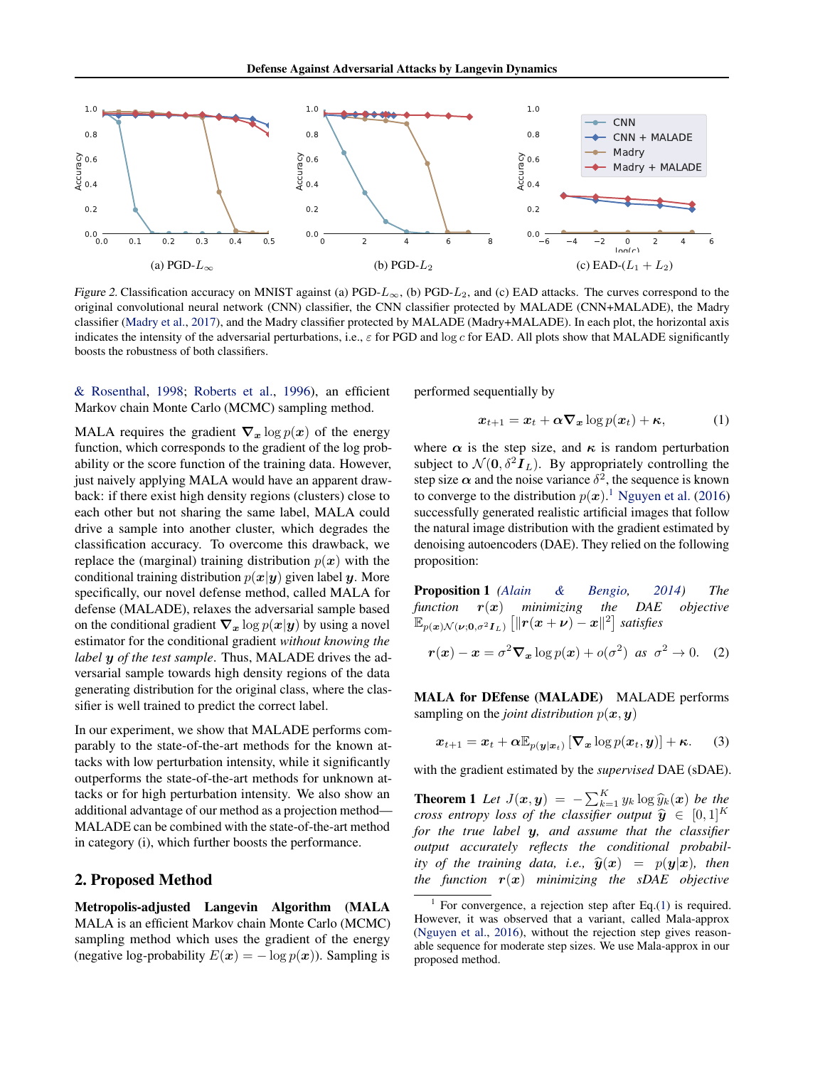1.0
0.8
0.6
0.4
0.2
0.0
Accuracy
0.0 0.1 0.2 0.3 0.4 0.5

(a) PGD-$L_\infty$

1.0
0.8
0.6
0.4
0.2
0.0
Accuracy
0 2 4 6 8

(b) PGD-$L_2$

1.0
0.8
0.6
0.4
0.2
0.0
Accuracy
−6 −4 −2 0 2 4 6
log(c)

CNN
CNN + MALADE
Madry
Madry + MALADE

(c) EAD-($L_1 + L_2$)

*Figure 2.* Classification accuracy on MNIST against (a) PGD-$L_\infty$, (b) PGD-$L_2$, and (c) EAD attacks. The curves correspond to the original convolutional neural network (CNN) classifier, the CNN classifier protected by MALADE (CNN+MALADE), the Madry classifier (Madry et al., 2017), and the Madry classifier protected by MALADE (Madry+MALADE). In each plot, the horizontal axis indicates the intensity of the adversarial perturbations, i.e., $\varepsilon$ for PGD and $\log c$ for EAD. All plots show that MALADE significantly boosts the robustness of both classifiers.

& Rosenthal, 1998; Roberts et al., 1996), an efficient Markov chain Monte Carlo (MCMC) sampling method.

MALA requires the gradient $\nabla_{\boldsymbol{x}} \log p(\boldsymbol{x})$ of the energy function, which corresponds to the gradient of the log probability or the score function of the training data. However, just naively applying MALA would have an apparent drawback: if there exist high density regions (clusters) close to each other but not sharing the same label, MALA could drive a sample into another cluster, which degrades the classification accuracy. To overcome this drawback, we replace the (marginal) training distribution $p(\boldsymbol{x})$ with the conditional training distribution $p(\boldsymbol{x}|\boldsymbol{y})$ given label $\boldsymbol{y}$. More specifically, our novel defense method, called MALA for defense (MALADE), relaxes the adversarial sample based on the conditional gradient $\nabla_{\boldsymbol{x}} \log p(\boldsymbol{x}|\boldsymbol{y})$ by using a novel estimator for the conditional gradient *without knowing the label $\boldsymbol{y}$ of the test sample*. Thus, MALADE drives the adversarial sample towards high density regions of the data generating distribution for the original class, where the classifier is well trained to predict the correct label.

In our experiment, we show that MALADE performs comparably to the state-of-the-art methods for the known attacks with low perturbation intensity, while it significantly outperforms the state-of-the-art methods for unknown attacks or for high perturbation intensity. We also show an additional advantage of our method as a projection method—MALADE can be combined with the state-of-the-art method in category (i), which further boosts the performance.

## 2. Proposed Method

**Metropolis-adjusted Langevin Algorithm (MALA** MALA is an efficient Markov chain Monte Carlo (MCMC) sampling method which uses the gradient of the energy (negative log-probability $E(\boldsymbol{x}) = -\log p(\boldsymbol{x})$). Sampling is performed sequentially by

$$\boldsymbol{x}_{t+1} = \boldsymbol{x}_t + \boldsymbol{\alpha} \boldsymbol{\nabla}_{\boldsymbol{x}} \log p(\boldsymbol{x}_t) + \boldsymbol{\kappa}, \tag{1}$$

where $\boldsymbol{\alpha}$ is the step size, and $\boldsymbol{\kappa}$ is random perturbation subject to $\mathcal{N}(\boldsymbol{0}, \delta^2 \boldsymbol{I}_L)$. By appropriately controlling the step size $\boldsymbol{\alpha}$ and the noise variance $\delta^2$, the sequence is known to converge to the distribution $p(\boldsymbol{x})$.[1] Nguyen et al. (2016) successfully generated realistic artificial images that follow the natural image distribution with the gradient estimated by denoising autoencoders (DAE). They relied on the following proposition:

**Proposition 1** *(Alain & Bengio, 2014) The function $\boldsymbol{r}(\boldsymbol{x})$ minimizing the DAE objective $\mathbb{E}_{p(\boldsymbol{x})\mathcal{N}(\boldsymbol{\nu};\boldsymbol{0},\sigma^2\boldsymbol{I}_L)}\left[\|\boldsymbol{r}(\boldsymbol{x}+\boldsymbol{\nu}) - \boldsymbol{x}\|^2\right]$ satisfies*

$$\boldsymbol{r}(\boldsymbol{x}) - \boldsymbol{x} = \sigma^2 \boldsymbol{\nabla}_{\boldsymbol{x}} \log p(\boldsymbol{x}) + o(\sigma^2) \;\; as \;\; \sigma^2 \to 0. \tag{2}$$

**MALA for DEfense (MALADE)** MALADE performs sampling on the *joint distribution* $p(\boldsymbol{x}, \boldsymbol{y})$

$$\boldsymbol{x}_{t+1} = \boldsymbol{x}_t + \boldsymbol{\alpha} \mathbb{E}_{p(\boldsymbol{y}|\boldsymbol{x}_t)} \left[\boldsymbol{\nabla}_{\boldsymbol{x}} \log p(\boldsymbol{x}_t, \boldsymbol{y})\right] + \boldsymbol{\kappa}. \tag{3}$$

with the gradient estimated by the *supervised* DAE (sDAE).

**Theorem 1** *Let $J(\boldsymbol{x}, \boldsymbol{y}) = -\sum_{k=1}^{K} y_k \log \widehat{y}_k(\boldsymbol{x})$ be the cross entropy loss of the classifier output $\widehat{\boldsymbol{y}} \in [0, 1]^K$ for the true label $\boldsymbol{y}$, and assume that the classifier output accurately reflects the conditional probability of the training data, i.e., $\widehat{\boldsymbol{y}}(\boldsymbol{x}) = p(\boldsymbol{y}|\boldsymbol{x})$, then the function $\boldsymbol{r}(\boldsymbol{x})$ minimizing the sDAE objective*

[1] For convergence, a rejection step after Eq.(1) is required. However, it was observed that a variant, called Mala-approx (Nguyen et al., 2016), without the rejection step gives reasonable sequence for moderate step sizes. We use Mala-approx in our proposed method.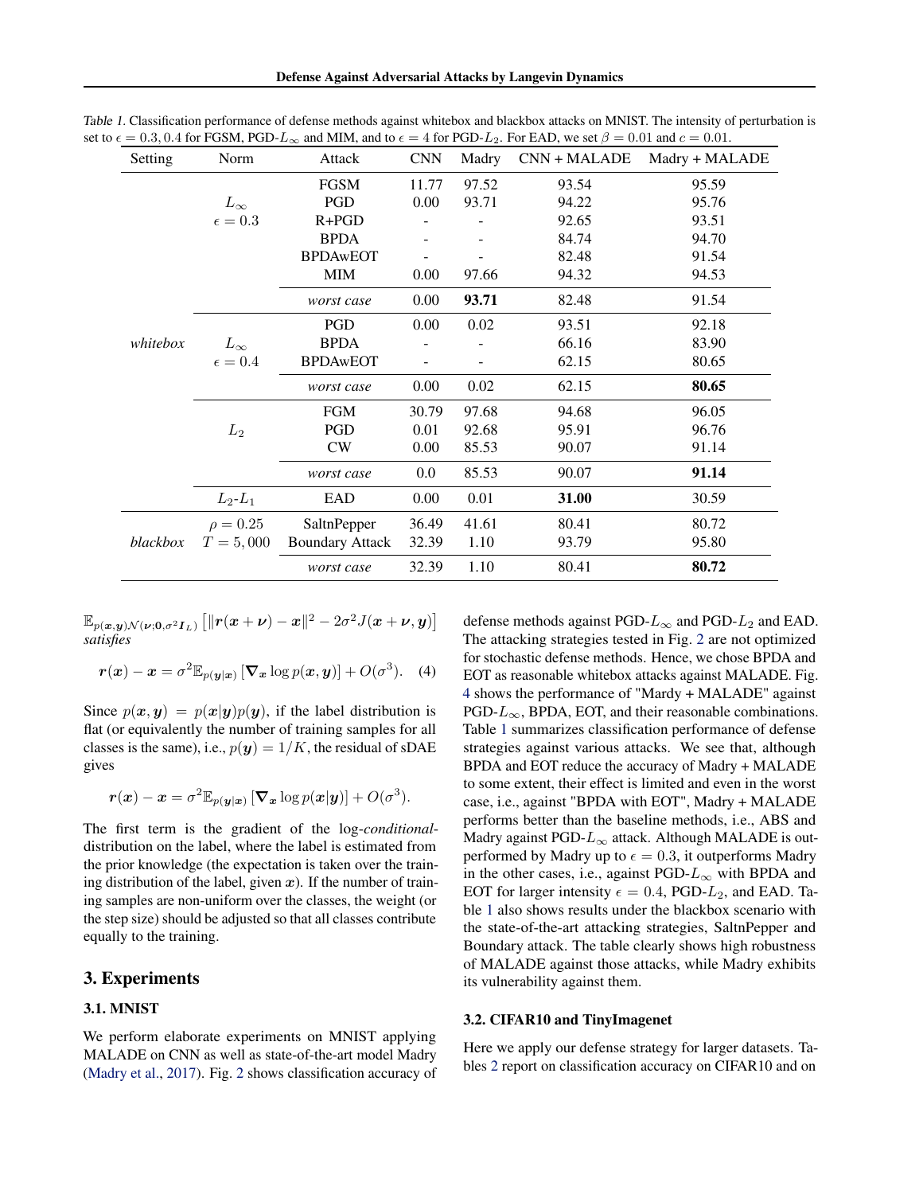Table 1. Classification performance of defense methods against whitebox and blackbox attacks on MNIST. The intensity of perturbation is set to $\epsilon = 0.3, 0.4$ for FGSM, PGD-$L_\infty$ and MIM, and to $\epsilon = 4$ for PGD-$L_2$. For EAD, we set $\beta = 0.01$ and $c = 0.01$.

| Setting | Norm | Attack | CNN | Madry | CNN + MALADE | Madry + MALADE |
|---|---|---|---|---|---|---|
| whitebox | $L_\infty$ $\epsilon = 0.3$ | FGSM | 11.77 | 97.52 | 93.54 | 95.59 |
| | | PGD | 0.00 | 93.71 | 94.22 | 95.76 |
| | | R+PGD | - | - | 92.65 | 93.51 |
| | | BPDA | - | - | 84.74 | 94.70 |
| | | BPDAwEOT | - | - | 82.48 | 91.54 |
| | | MIM | 0.00 | 97.66 | 94.32 | 94.53 |
| | | *worst case* | 0.00 | **93.71** | 82.48 | 91.54 |
| | $L_\infty$ $\epsilon = 0.4$ | PGD | 0.00 | 0.02 | 93.51 | 92.18 |
| | | BPDA | - | - | 66.16 | 83.90 |
| | | BPDAwEOT | - | - | 62.15 | 80.65 |
| | | *worst case* | 0.00 | 0.02 | 62.15 | **80.65** |
| | $L_2$ | FGM | 30.79 | 97.68 | 94.68 | 96.05 |
| | | PGD | 0.01 | 92.68 | 95.91 | 96.76 |
| | | CW | 0.00 | 85.53 | 90.07 | 91.14 |
| | | *worst case* | 0.0 | 85.53 | 90.07 | **91.14** |
| | $L_2$-$L_1$ | EAD | 0.00 | 0.01 | **31.00** | 30.59 |
| blackbox | $\rho = 0.25$ | SaltnPepper | 36.49 | 41.61 | 80.41 | 80.72 |
| | $T = 5,000$ | Boundary Attack | 32.39 | 1.10 | 93.79 | 95.80 |
| | | *worst case* | 32.39 | 1.10 | 80.41 | **80.72** |

$\mathbb{E}_{p(\boldsymbol{x},\boldsymbol{y})\mathcal{N}(\boldsymbol{\nu};\boldsymbol{0},\sigma^2\boldsymbol{I}_L)}\left[\|\boldsymbol{r}(\boldsymbol{x}+\boldsymbol{\nu})-\boldsymbol{x}\|^2 - 2\sigma^2 J(\boldsymbol{x}+\boldsymbol{\nu},\boldsymbol{y})\right]$ *satisfies*

$$\boldsymbol{r}(\boldsymbol{x}) - \boldsymbol{x} = \sigma^2 \mathbb{E}_{p(\boldsymbol{y}|\boldsymbol{x})}\left[\boldsymbol{\nabla}_{\boldsymbol{x}} \log p(\boldsymbol{x},\boldsymbol{y})\right] + O(\sigma^3). \quad (4)$$

Since $p(\boldsymbol{x},\boldsymbol{y}) = p(\boldsymbol{x}|\boldsymbol{y})p(\boldsymbol{y})$, if the label distribution is flat (or equivalently the number of training samples for all classes is the same), i.e., $p(\boldsymbol{y}) = 1/K$, the residual of sDAE gives

$$\boldsymbol{r}(\boldsymbol{x}) - \boldsymbol{x} = \sigma^2 \mathbb{E}_{p(\boldsymbol{y}|\boldsymbol{x})}\left[\boldsymbol{\nabla}_{\boldsymbol{x}} \log p(\boldsymbol{x}|\boldsymbol{y})\right] + O(\sigma^3).$$

The first term is the gradient of the log-*conditional*-distribution on the label, where the label is estimated from the prior knowledge (the expectation is taken over the training distribution of the label, given $\boldsymbol{x}$). If the number of training samples are non-uniform over the classes, the weight (or the step size) should be adjusted so that all classes contribute equally to the training.

## 3. Experiments

### 3.1. MNIST

We perform elaborate experiments on MNIST applying MALADE on CNN as well as state-of-the-art model Madry (Madry et al., 2017). Fig. 2 shows classification accuracy of defense methods against PGD-$L_\infty$ and PGD-$L_2$ and EAD. The attacking strategies tested in Fig. 2 are not optimized for stochastic defense methods. Hence, we chose BPDA and EOT as reasonable whitebox attacks against MALADE. Fig. 4 shows the performance of "Mardy + MALADE" against PGD-$L_\infty$, BPDA, EOT, and their reasonable combinations. Table 1 summarizes classification performance of defense strategies against various attacks. We see that, although BPDA and EOT reduce the accuracy of Madry + MALADE to some extent, their effect is limited and even in the worst case, i.e., against "BPDA with EOT", Madry + MALADE performs better than the baseline methods, i.e., ABS and Madry against PGD-$L_\infty$ attack. Although MALADE is outperformed by Madry up to $\epsilon = 0.3$, it outperforms Madry in the other cases, i.e., against PGD-$L_\infty$ with BPDA and EOT for larger intensity $\epsilon = 0.4$, PGD-$L_2$, and EAD. Table 1 also shows results under the blackbox scenario with the state-of-the-art attacking strategies, SaltnPepper and Boundary attack. The table clearly shows high robustness of MALADE against those attacks, while Madry exhibits its vulnerability against them.

### 3.2. CIFAR10 and TinyImagenet

Here we apply our defense strategy for larger datasets. Tables 2 report on classification accuracy on CIFAR10 and on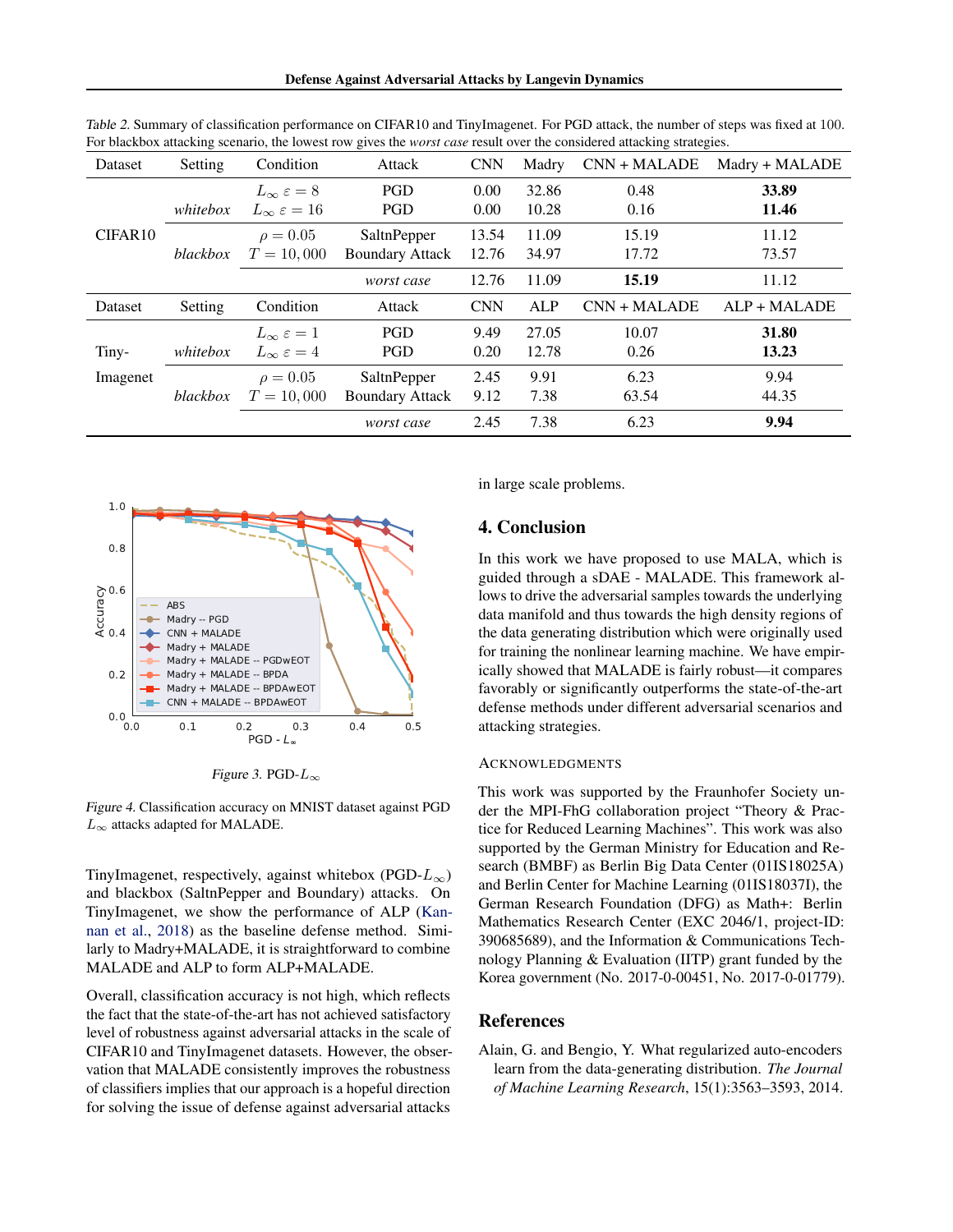*Table 2.* Summary of classification performance on CIFAR10 and TinyImagenet. For PGD attack, the number of steps was fixed at 100. For blackbox attacking scenario, the lowest row gives the *worst case* result over the considered attacking strategies.

| Dataset | Setting | Condition | Attack | CNN | Madry | CNN + MALADE | Madry + MALADE |
|---|---|---|---|---|---|---|---|
| CIFAR10 | *whitebox* | $L_\infty\ \varepsilon = 8$ | PGD | 0.00 | 32.86 | 0.48 | **33.89** |
| | | $L_\infty\ \varepsilon = 16$ | PGD | 0.00 | 10.28 | 0.16 | **11.46** |
| | *blackbox* | $\rho = 0.05$ | SaltnPepper | 13.54 | 11.09 | 15.19 | 11.12 |
| | | $T = 10,000$ | Boundary Attack | 12.76 | 34.97 | 17.72 | 73.57 |
| | | | *worst case* | 12.76 | 11.09 | **15.19** | 11.12 |
| Dataset | Setting | Condition | Attack | CNN | ALP | CNN + MALADE | ALP + MALADE |
| Tiny-Imagenet | *whitebox* | $L_\infty\ \varepsilon = 1$ | PGD | 9.49 | 27.05 | 10.07 | **31.80** |
| | | $L_\infty\ \varepsilon = 4$ | PGD | 0.20 | 12.78 | 0.26 | **13.23** |
| | *blackbox* | $\rho = 0.05$ | SaltnPepper | 2.45 | 9.91 | 6.23 | 9.94 |
| | | $T = 10,000$ | Boundary Attack | 9.12 | 7.38 | 63.54 | 44.35 |
| | | | *worst case* | 2.45 | 7.38 | 6.23 | **9.94** |

1.0
0.8
0.6
0.4
0.2
0.0
Accuracy
0.0 0.1 0.2 0.3 0.4 0.5
PGD - $L_\infty$
ABS
Madry -- PGD
CNN + MALADE
Madry + MALADE
Madry + MALADE -- PGDwEOT
Madry + MALADE -- BPDA
Madry + MALADE -- BPDAwEOT
CNN + MALADE -- BPDAwEOT

*Figure 3.* PGD-$L_\infty$

*Figure 4.* Classification accuracy on MNIST dataset against PGD $L_\infty$ attacks adapted for MALADE.

TinyImagenet, respectively, against whitebox (PGD-$L_\infty$) and blackbox (SaltnPepper and Boundary) attacks. On TinyImagenet, we show the performance of ALP (Kannan et al., 2018) as the baseline defense method. Similarly to Madry+MALADE, it is straightforward to combine MALADE and ALP to form ALP+MALADE.

Overall, classification accuracy is not high, which reflects the fact that the state-of-the-art has not achieved satisfactory level of robustness against adversarial attacks in the scale of CIFAR10 and TinyImagenet datasets. However, the observation that MALADE consistently improves the robustness of classifiers implies that our approach is a hopeful direction for solving the issue of defense against adversarial attacks in large scale problems.

## 4. Conclusion

In this work we have proposed to use MALA, which is guided through a sDAE - MALADE. This framework allows to drive the adversarial samples towards the underlying data manifold and thus towards the high density regions of the data generating distribution which were originally used for training the nonlinear learning machine. We have empirically showed that MALADE is fairly robust—it compares favorably or significantly outperforms the state-of-the-art defense methods under different adversarial scenarios and attacking strategies.

### Acknowledgments

This work was supported by the Fraunhofer Society under the MPI-FhG collaboration project "Theory & Practice for Reduced Learning Machines". This work was also supported by the German Ministry for Education and Research (BMBF) as Berlin Big Data Center (01IS18025A) and Berlin Center for Machine Learning (01IS18037I), the German Research Foundation (DFG) as Math+: Berlin Mathematics Research Center (EXC 2046/1, project-ID: 390685689), and the Information & Communications Technology Planning & Evaluation (IITP) grant funded by the Korea government (No. 2017-0-00451, No. 2017-0-01779).

## References

Alain, G. and Bengio, Y. What regularized auto-encoders learn from the data-generating distribution. *The Journal of Machine Learning Research*, 15(1):3563–3593, 2014.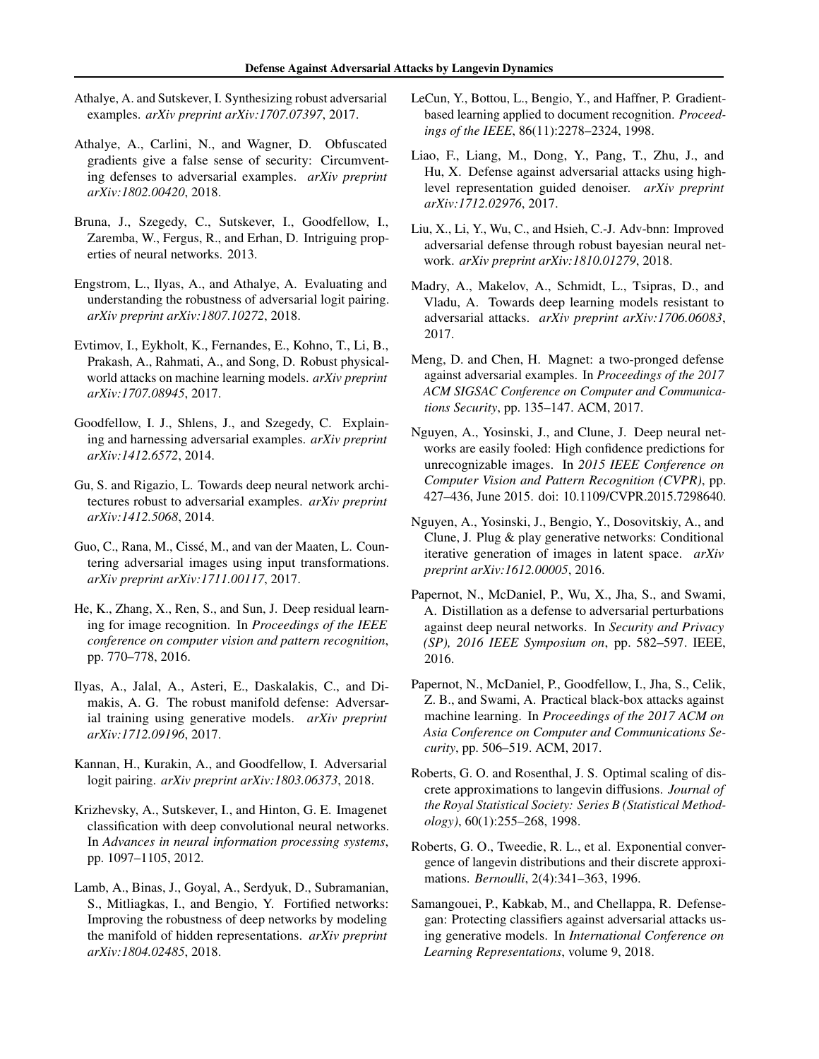Athalye, A. and Sutskever, I. Synthesizing robust adversarial examples. *arXiv preprint arXiv:1707.07397*, 2017.

Athalye, A., Carlini, N., and Wagner, D. Obfuscated gradients give a false sense of security: Circumventing defenses to adversarial examples. *arXiv preprint arXiv:1802.00420*, 2018.

Bruna, J., Szegedy, C., Sutskever, I., Goodfellow, I., Zaremba, W., Fergus, R., and Erhan, D. Intriguing properties of neural networks. 2013.

Engstrom, L., Ilyas, A., and Athalye, A. Evaluating and understanding the robustness of adversarial logit pairing. *arXiv preprint arXiv:1807.10272*, 2018.

Evtimov, I., Eykholt, K., Fernandes, E., Kohno, T., Li, B., Prakash, A., Rahmati, A., and Song, D. Robust physical-world attacks on machine learning models. *arXiv preprint arXiv:1707.08945*, 2017.

Goodfellow, I. J., Shlens, J., and Szegedy, C. Explaining and harnessing adversarial examples. *arXiv preprint arXiv:1412.6572*, 2014.

Gu, S. and Rigazio, L. Towards deep neural network architectures robust to adversarial examples. *arXiv preprint arXiv:1412.5068*, 2014.

Guo, C., Rana, M., Cissé, M., and van der Maaten, L. Countering adversarial images using input transformations. *arXiv preprint arXiv:1711.00117*, 2017.

He, K., Zhang, X., Ren, S., and Sun, J. Deep residual learning for image recognition. In *Proceedings of the IEEE conference on computer vision and pattern recognition*, pp. 770–778, 2016.

Ilyas, A., Jalal, A., Asteri, E., Daskalakis, C., and Dimakis, A. G. The robust manifold defense: Adversarial training using generative models. *arXiv preprint arXiv:1712.09196*, 2017.

Kannan, H., Kurakin, A., and Goodfellow, I. Adversarial logit pairing. *arXiv preprint arXiv:1803.06373*, 2018.

Krizhevsky, A., Sutskever, I., and Hinton, G. E. Imagenet classification with deep convolutional neural networks. In *Advances in neural information processing systems*, pp. 1097–1105, 2012.

Lamb, A., Binas, J., Goyal, A., Serdyuk, D., Subramanian, S., Mitliagkas, I., and Bengio, Y. Fortified networks: Improving the robustness of deep networks by modeling the manifold of hidden representations. *arXiv preprint arXiv:1804.02485*, 2018.

LeCun, Y., Bottou, L., Bengio, Y., and Haffner, P. Gradient-based learning applied to document recognition. *Proceedings of the IEEE*, 86(11):2278–2324, 1998.

Liao, F., Liang, M., Dong, Y., Pang, T., Zhu, J., and Hu, X. Defense against adversarial attacks using high-level representation guided denoiser. *arXiv preprint arXiv:1712.02976*, 2017.

Liu, X., Li, Y., Wu, C., and Hsieh, C.-J. Adv-bnn: Improved adversarial defense through robust bayesian neural network. *arXiv preprint arXiv:1810.01279*, 2018.

Madry, A., Makelov, A., Schmidt, L., Tsipras, D., and Vladu, A. Towards deep learning models resistant to adversarial attacks. *arXiv preprint arXiv:1706.06083*, 2017.

Meng, D. and Chen, H. Magnet: a two-pronged defense against adversarial examples. In *Proceedings of the 2017 ACM SIGSAC Conference on Computer and Communications Security*, pp. 135–147. ACM, 2017.

Nguyen, A., Yosinski, J., and Clune, J. Deep neural networks are easily fooled: High confidence predictions for unrecognizable images. In *2015 IEEE Conference on Computer Vision and Pattern Recognition (CVPR)*, pp. 427–436, June 2015. doi: 10.1109/CVPR.2015.7298640.

Nguyen, A., Yosinski, J., Bengio, Y., Dosovitskiy, A., and Clune, J. Plug & play generative networks: Conditional iterative generation of images in latent space. *arXiv preprint arXiv:1612.00005*, 2016.

Papernot, N., McDaniel, P., Wu, X., Jha, S., and Swami, A. Distillation as a defense to adversarial perturbations against deep neural networks. In *Security and Privacy (SP), 2016 IEEE Symposium on*, pp. 582–597. IEEE, 2016.

Papernot, N., McDaniel, P., Goodfellow, I., Jha, S., Celik, Z. B., and Swami, A. Practical black-box attacks against machine learning. In *Proceedings of the 2017 ACM on Asia Conference on Computer and Communications Security*, pp. 506–519. ACM, 2017.

Roberts, G. O. and Rosenthal, J. S. Optimal scaling of discrete approximations to langevin diffusions. *Journal of the Royal Statistical Society: Series B (Statistical Methodology)*, 60(1):255–268, 1998.

Roberts, G. O., Tweedie, R. L., et al. Exponential convergence of langevin distributions and their discrete approximations. *Bernoulli*, 2(4):341–363, 1996.

Samangouei, P., Kabkab, M., and Chellappa, R. Defense-gan: Protecting classifiers against adversarial attacks using generative models. In *International Conference on Learning Representations*, volume 9, 2018.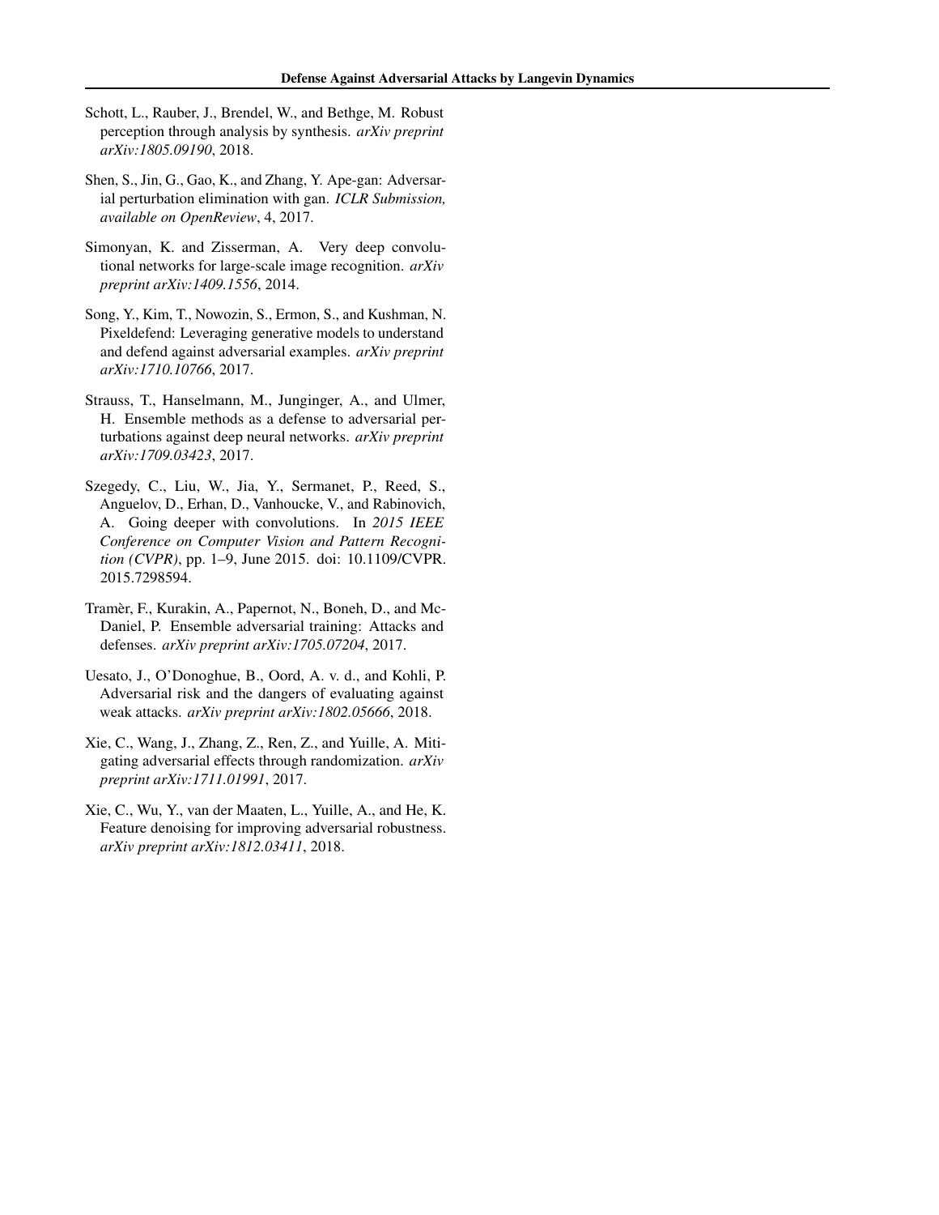Schott, L., Rauber, J., Brendel, W., and Bethge, M. Robust perception through analysis by synthesis. *arXiv preprint arXiv:1805.09190*, 2018.

Shen, S., Jin, G., Gao, K., and Zhang, Y. Ape-gan: Adversarial perturbation elimination with gan. *ICLR Submission, available on OpenReview*, 4, 2017.

Simonyan, K. and Zisserman, A. Very deep convolutional networks for large-scale image recognition. *arXiv preprint arXiv:1409.1556*, 2014.

Song, Y., Kim, T., Nowozin, S., Ermon, S., and Kushman, N. Pixeldefend: Leveraging generative models to understand and defend against adversarial examples. *arXiv preprint arXiv:1710.10766*, 2017.

Strauss, T., Hanselmann, M., Junginger, A., and Ulmer, H. Ensemble methods as a defense to adversarial perturbations against deep neural networks. *arXiv preprint arXiv:1709.03423*, 2017.

Szegedy, C., Liu, W., Jia, Y., Sermanet, P., Reed, S., Anguelov, D., Erhan, D., Vanhoucke, V., and Rabinovich, A. Going deeper with convolutions. In *2015 IEEE Conference on Computer Vision and Pattern Recognition (CVPR)*, pp. 1–9, June 2015. doi: 10.1109/CVPR.2015.7298594.

Tramèr, F., Kurakin, A., Papernot, N., Boneh, D., and McDaniel, P. Ensemble adversarial training: Attacks and defenses. *arXiv preprint arXiv:1705.07204*, 2017.

Uesato, J., O'Donoghue, B., Oord, A. v. d., and Kohli, P. Adversarial risk and the dangers of evaluating against weak attacks. *arXiv preprint arXiv:1802.05666*, 2018.

Xie, C., Wang, J., Zhang, Z., Ren, Z., and Yuille, A. Mitigating adversarial effects through randomization. *arXiv preprint arXiv:1711.01991*, 2017.

Xie, C., Wu, Y., van der Maaten, L., Yuille, A., and He, K. Feature denoising for improving adversarial robustness. *arXiv preprint arXiv:1812.03411*, 2018.